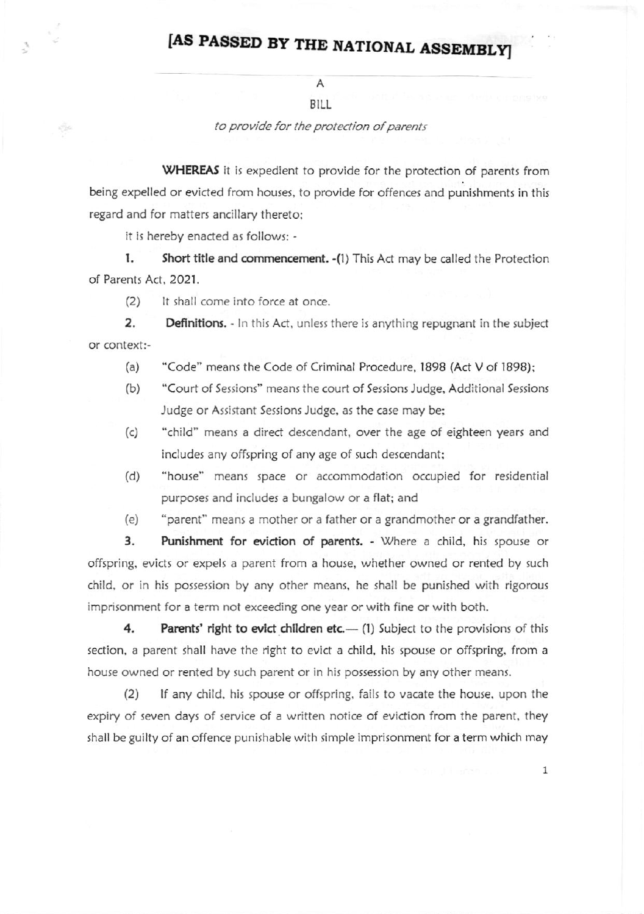# [AS PASSED BY THE NATIONAL ASSEMBLY]

A

BILL

*to provide for the protection of parents*

**WHEREAS** it is expedient to provide for the protection of parents from being expelled or evicted from houses, to provide for offences and punishments in this regard and for matters ancillary thereto;

it is hereby enacted as follows: -

**1. Short title and commencement.** -(1) This Act may be called the Protection of Parents Act, 2021.

(2) It shall come into force at once.

**2. Definitions.** - In this Act, unless there is anything repugnant in the subject or context:-

(a) "Code" means the Code of Criminal Procedure, 1898 (Act V of 1898);

(b) "Court of Sessions" means the court of Sessions Judge, Additional Sessions Judge or Assistant Sessions Judge, as the case may be;

(c) "child" means a direct descendant, over the age of eighteen years and includes any offspring of any age of such descendant;

(d) "house" means space or accommodation occupied for residential purposes and includes a bungalow or a flat; and

(e) "parent" means a mother or a father or a grandmother or a grandfather.

**3. Punishment for eviction of parents.** - Where a child, his spouse or offspring, evicts or expels a parent from a house, whether owned or rented by such child, or in his possession by any other means, he shall be punished with rigorous imprisonment for a term not exceeding one year or with fine or with both.

**4. Parents' right to evict children etc.**— (1) Subject to the provisions of this section, a parent shall have the right to evict a child, his spouse or offspring, from a house owned or rented by such parent or in his possession by any other means.

(2) If any child, his spouse or offspring, fails to vacate the house, upon the expiry of seven days of service of a written notice of eviction from the parent, they shall be guilty of an offence punishable with simple imprisonment for a term which may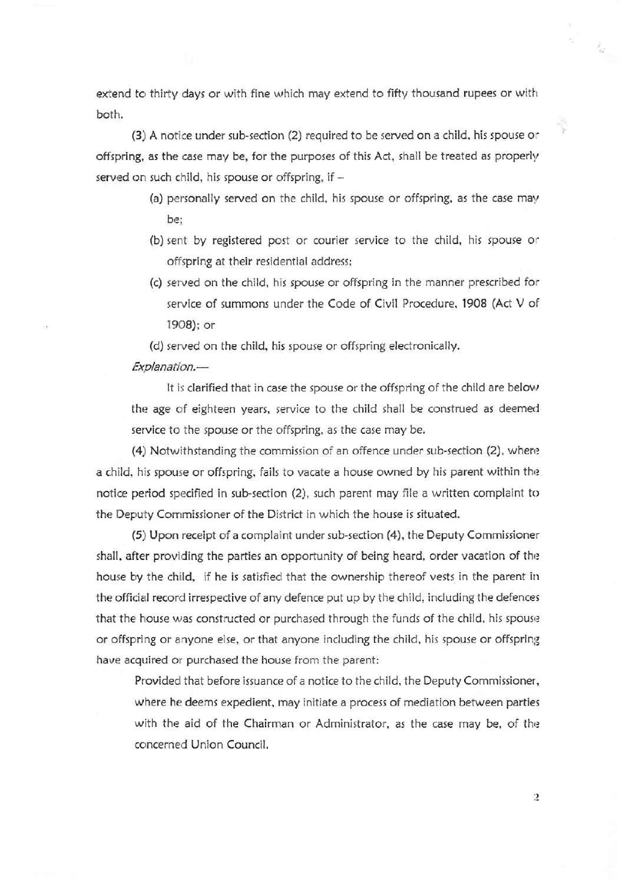extend to thirty days or with fine which may extend to fifty thousand rupees or with both.

(3) A notice under sub-section (2) required to be served on a child, his spouse or offspring, as the case may be, for the purposes of this Act, shall be treated as properly served on such child, his spouse or offspring, if –

- (a) personally served on the child, his spouse or offspring, as the case may be;
- (b) sent by registered post or courier service to the child, his spouse or offspring at their residential address;
- (c) served on the child, his spouse or offspring in the manner prescribed for service of summons under the Code of Civil Procedure, 1908 (Act V of 1908); or
- (d) served on the child, his spouse or offspring electronically.

*Explanation.—*

It is clarified that in case the spouse or the offspring of the child are below the age of eighteen years, service to the child shall be construed as deemed service to the spouse or the offspring, as the case may be.

(4) Notwithstanding the commission of an offence under sub-section (2), where a child, his spouse or offspring, fails to vacate a house owned by his parent within the notice period specified in sub-section (2), such parent may file a written complaint to the Deputy Commissioner of the District in which the house is situated.

(5) Upon receipt of a complaint under sub-section (4), the Deputy Commissioner shall, after providing the parties an opportunity of being heard, order vacation of the house by the child, if he is satisfied that the ownership thereof vests in the parent in the official record irrespective of any defence put up by the child, including the defences that the house was constructed or purchased through the funds of the child, his spouse or offspring or anyone else, or that anyone including the child, his spouse or offspring have acquired or purchased the house from the parent:

Provided that before issuance of a notice to the child, the Deputy Commissioner, where he deems expedient, may initiate a process of mediation between parties with the aid of the Chairman or Administrator, as the case may be, of the concerned Union Council.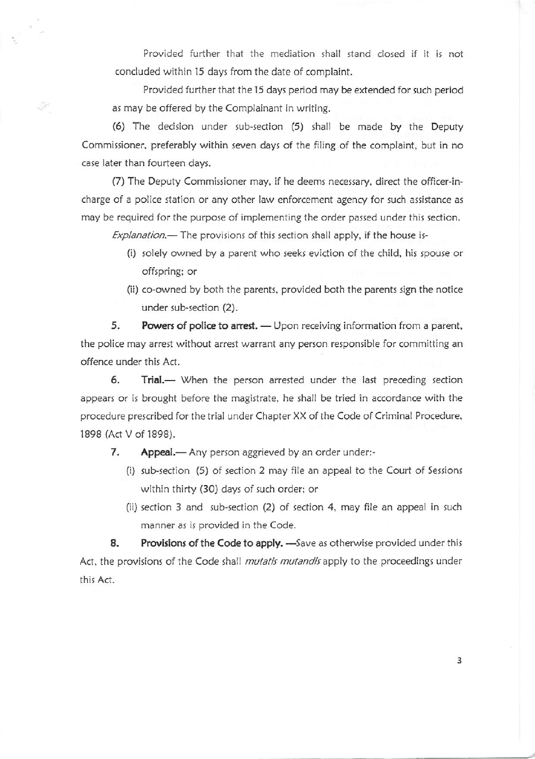Provided further that the mediation shall stand closed if it is not concluded within 15 days from the date of complaint.

Provided further that the 15 days period may be extended for such period as may be offered by the Complainant in writing.

(6) The decision under sub-section (5) shall be made by the Deputy Commissioner, preferably within seven days of the filing of the complaint, but in no case later than fourteen days.

(7) The Deputy Commissioner may, if he deems necessary, direct the officer-in-charge of a police station or any other law enforcement agency for such assistance as may be required for the purpose of implementing the order passed under this section.

*Explanation.*— The provisions of this section shall apply, if the house is-

(i) solely owned by a parent who seeks eviction of the child, his spouse or offspring; or

(ii) co-owned by both the parents, provided both the parents sign the notice under sub-section (2).

**5. Powers of police to arrest.** — Upon receiving information from a parent, the police may arrest without arrest warrant any person responsible for committing an offence under this Act.

**6. Trial.**— When the person arrested under the last preceding section appears or is brought before the magistrate, he shall be tried in accordance with the procedure prescribed for the trial under Chapter XX of the Code of Criminal Procedure, 1898 (Act V of 1898).

**7. Appeal.**— Any person aggrieved by an order under:-

(i) sub-section (5) of section 2 may file an appeal to the Court of Sessions within thirty (30) days of such order; or

(ii) section 3 and sub-section (2) of section 4, may file an appeal in such manner as is provided in the Code.

**8. Provisions of the Code to apply.** —Save as otherwise provided under this Act, the provisions of the Code shall *mutatis mutandis* apply to the proceedings under this Act.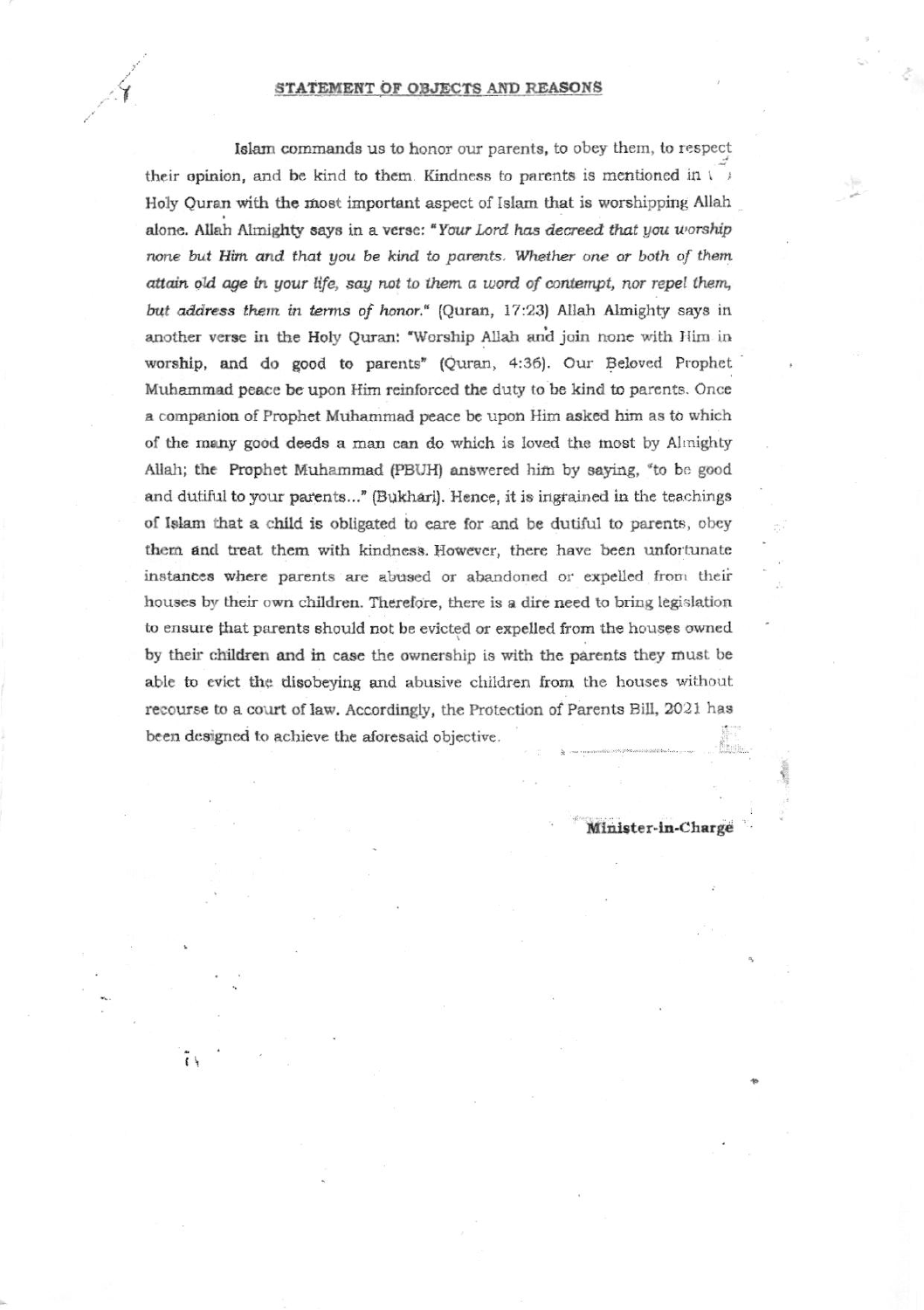## STATEMENT OF OBJECTS AND REASONS

Islam commands us to honor our parents, to obey them, to respect their opinion, and be kind to them. Kindness to parents is mentioned in the Holy Quran with the most important aspect of Islam that is worshipping Allah alone. Allah Almighty says in a verse: "*Your Lord has decreed that you worship none but Him and that you be kind to parents. Whether one or both of them attain old age in your life, say not to them a word of contempt, nor repel them, but address them in terms of honor.*" (Quran, 17:23) Allah Almighty says in another verse in the Holy Quran: "Worship Allah and join none with Him in worship, and do good to parents" (Quran, 4:36). Our Beloved Prophet Muhammad peace be upon Him reinforced the duty to be kind to parents. Once a companion of Prophet Muhammad peace be upon Him asked him as to which of the many good deeds a man can do which is loved the most by Almighty Allah; the Prophet Muhammad (PBUH) answered him by saying, "to be good and dutiful to your parents..." (Bukhari). Hence, it is ingrained in the teachings of Islam that a child is obligated to care for and be dutiful to parents, obey them and treat them with kindness. However, there have been unfortunate instances where parents are abused or abandoned or expelled from their houses by their own children. Therefore, there is a dire need to bring legislation to ensure that parents should not be evicted or expelled from the houses owned by their children and in case the ownership is with the parents they must be able to evict the disobeying and abusive children from the houses without recourse to a court of law. Accordingly, the Protection of Parents Bill, 2021 has been designed to achieve the aforesaid objective.

**Minister-in-Charge**